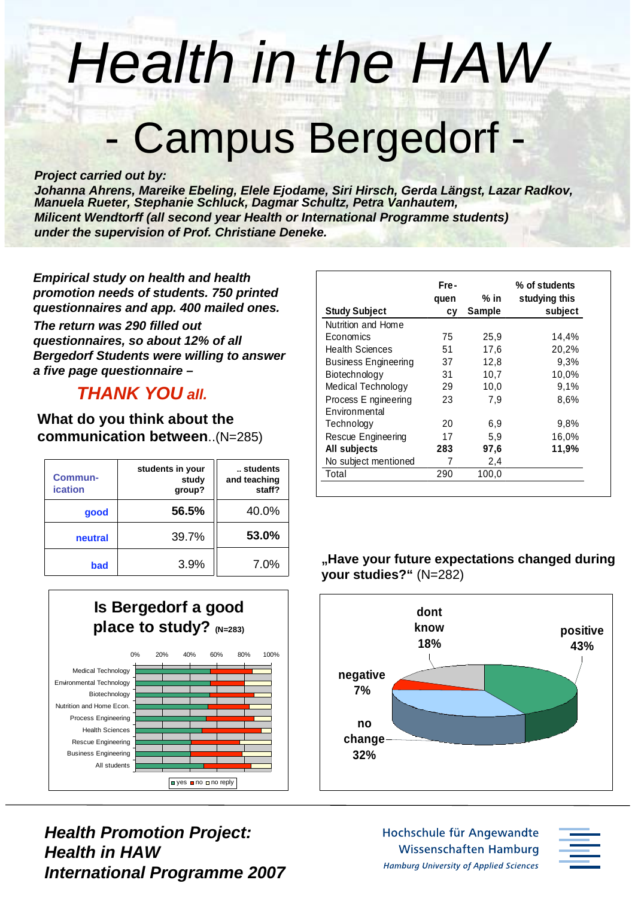# *Health in the HAW*

# - Campus Bergedorf -

***Project carried out by:***
***Johanna Ahrens, Mareike Ebeling, Elele Ejodame, Siri Hirsch, Gerda Längst, Lazar Radkov, Manuela Rueter, Stephanie Schluck, Dagmar Schultz, Petra Vanhautem, Milicent Wendtorff (all second year Health or International Programme students) under the supervision of Prof. Christiane Deneke.***

***Empirical study on health and health promotion needs of students. 750 printed questionnaires and app. 400 mailed ones. The return was 290 filled out questionnaires, so about 12% of all Bergedorf Students were willing to answer a five page questionnaire –***

## *THANK YOU all.*

### What do you think about the communication between..(N=285)

| Communication | students in your study group? | .. students and teaching staff? |
|---|---|---|
| good | **56.5%** | 40.0% |
| neutral | 39.7% | **53.0%** |
| bad | 3.9% | 7.0% |

| Study Subject | Frequency | % in Sample | % of students studying this subject |
|---|---|---|---|
| Nutrition and Home Economics | 75 | 25,9 | 14,4% |
| Health Sciences | 51 | 17,6 | 20,2% |
| Business Engineering | 37 | 12,8 | 9,3% |
| Biotechnology | 31 | 10,7 | 10,0% |
| Medical Technology | 29 | 10,0 | 9,1% |
| Process E ngineering | 23 | 7,9 | 8,6% |
| Environmental Technology | 20 | 6,9 | 9,8% |
| Rescue Engineering | 17 | 5,9 | 16,0% |
| **All subjects** | **283** | **97,6** | **11,9%** |
| No subject mentioned | 7 | 2,4 | |
| Total | 290 | 100,0 | |

### Is Bergedorf a good place to study? (N=283)

Categories: Medical Technology, Environmental Technology, Biotechnology, Nutrition and Home Econ., Process Engineering, Health Sciences, Rescue Engineering, Business Engineering, All students (0%–100%; legend: yes, no, no reply)

### „Have your future expectations changed during your studies?" (N=282)

positive 43%; no change 32%; negative 7%; dont know 18%

***Health Promotion Project: Health in HAW International Programme 2007***

Hochschule für Angewandte Wissenschaften Hamburg
*Hamburg University of Applied Sciences*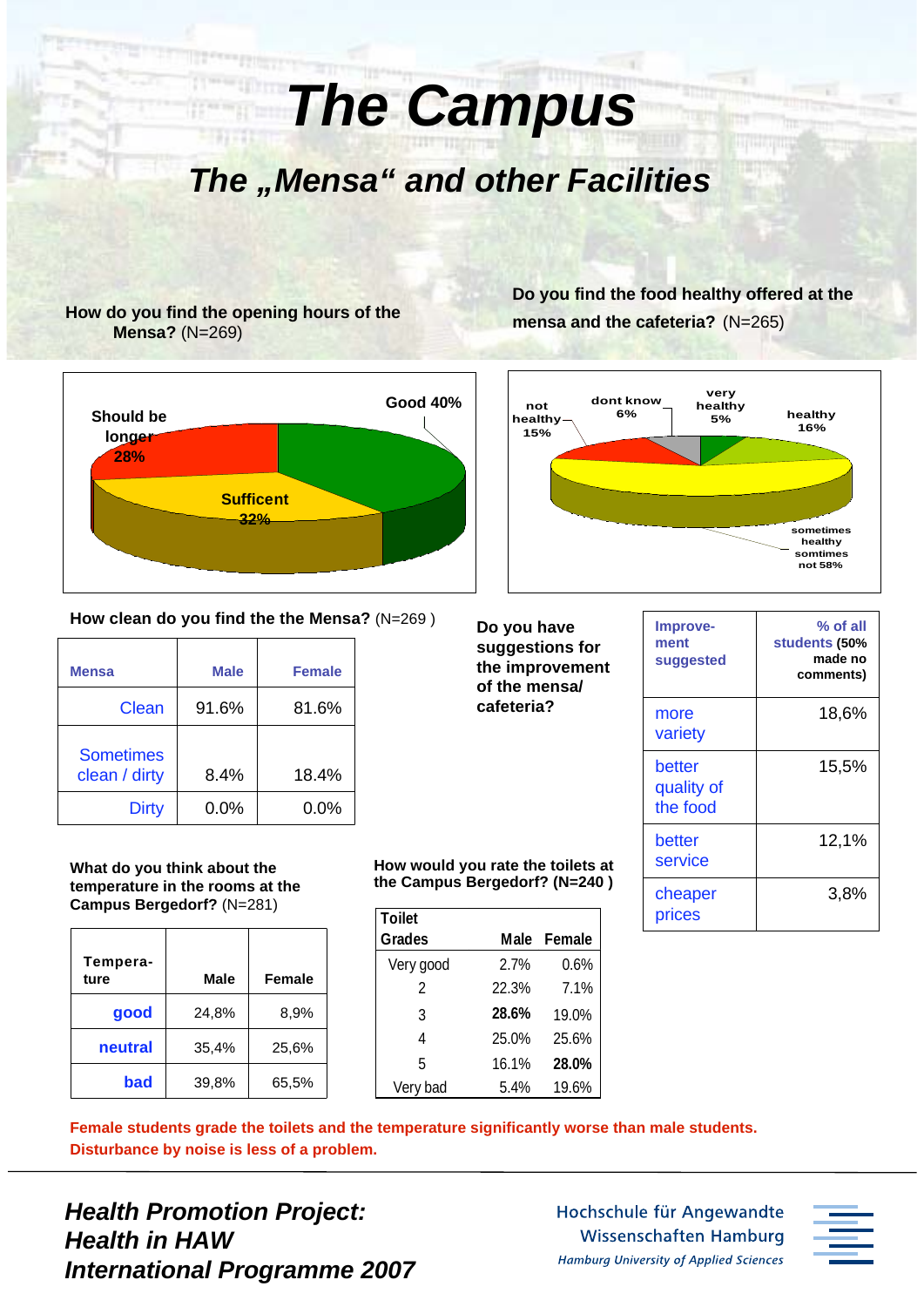# The Campus

## The „Mensa“ and other Facilities

**How do you find the opening hours of the Mensa?** (N=269)

Should be longer 28%
Good 40%
Sufficent 32%

**Do you find the food healthy offered at the mensa and the cafeteria?** (N=265)

not healthy 15%
dont know 6%
very healthy 5%
healthy 16%
sometimes healthy somtimes not 58%

**How clean do you find the the Mensa?** (N=269 )

| Mensa | Male | Female |
|---|---|---|
| Clean | 91.6% | 81.6% |
| Sometimes clean / dirty | 8.4% | 18.4% |
| Dirty | 0.0% | 0.0% |

**Do you have suggestions for the improvement of the mensa/ cafeteria?**

| Improvement suggested | % of all students (50% made no comments) |
|---|---|
| more variety | 18,6% |
| better quality of the food | 15,5% |
| better service | 12,1% |
| cheaper prices | 3,8% |

**What do you think about the temperature in the rooms at the Campus Bergedorf?** (N=281)

| Temperature | Male | Female |
|---|---|---|
| good | 24,8% | 8,9% |
| neutral | 35,4% | 25,6% |
| bad | 39,8% | 65,5% |

**How would you rate the toilets at the Campus Bergedorf? (N=240 )**

| Toilet Grades | Male | Female |
|---|---|---|
| Very good | 2.7% | 0.6% |
| 2 | 22.3% | 7.1% |
| 3 | **28.6%** | 19.0% |
| 4 | 25.0% | 25.6% |
| 5 | 16.1% | **28.0%** |
| Very bad | 5.4% | 19.6% |

**Female students grade the toilets and the temperature significantly worse than male students. Disturbance by noise is less of a problem.**

***Health Promotion Project: Health in HAW International Programme 2007***

Hochschule für Angewandte Wissenschaften Hamburg
*Hamburg University of Applied Sciences*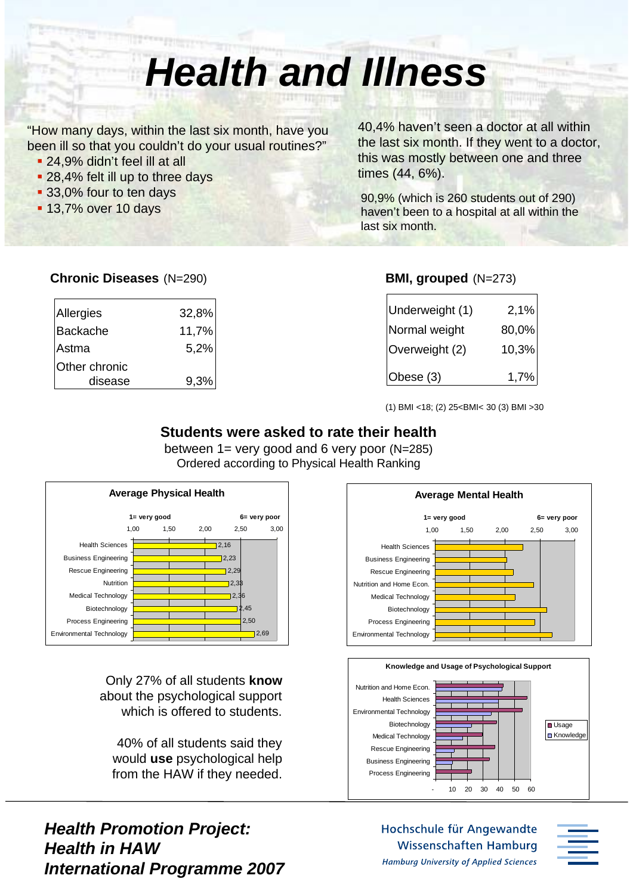# Health and Illness

"How many days, within the last six month, have you been ill so that you couldn't do your usual routines?"

- 24,9% didn't feel ill at all
- 28,4% felt ill up to three days
- 33,0% four to ten days
- 13,7% over 10 days

40,4% haven't seen a doctor at all within the last six month. If they went to a doctor, this was mostly between one and three times (44, 6%).

90,9% (which is 260 students out of 290) haven't been to a hospital at all within the last six month.

**Chronic Diseases** (N=290)

| | |
|---|---|
| Allergies | 32,8% |
| Backache | 11,7% |
| Astma | 5,2% |
| Other chronic disease | 9,3% |

**BMI, grouped** (N=273)

| | |
|---|---|
| Underweight (1) | 2,1% |
| Normal weight | 80,0% |
| Overweight (2) | 10,3% |
| Obese (3) | 1,7% |

(1) BMI <18; (2) 25<BMI< 30 (3) BMI >30

## Students were asked to rate their health

between 1= very good and 6 very poor (N=285)
Ordered according to Physical Health Ranking

**Average Physical Health**

1= very good — 6= very poor

| | |
|---|---|
| Health Sciences | 2,16 |
| Business Engineering | 2,23 |
| Rescue Engineering | 2,29 |
| Nutrition | 2,33 |
| Medical Technology | 2,36 |
| Biotechnology | 2,45 |
| Process Engineering | 2,50 |
| Environmental Technology | 2,69 |

**Average Mental Health**

1= very good — 6= very poor

Health Sciences, Business Engineering, Rescue Engineering, Nutrition and Home Econ., Medical Technology, Biotechnology, Process Engineering, Environmental Technology

Only 27% of all students **know** about the psychological support which is offered to students.

40% of all students said they would **use** psychological help from the HAW if they needed.

**Knowledge and Usage of Psychological Support**

Nutrition and Home Econ., Health Sciences, Environmental Technology, Biotechnology, Medical Technology, Rescue Engineering, Business Engineering, Process Engineering

Usage / Knowledge

***Health Promotion Project:***
***Health in HAW***
***International Programme 2007***

Hochschule für Angewandte Wissenschaften Hamburg
*Hamburg University of Applied Sciences*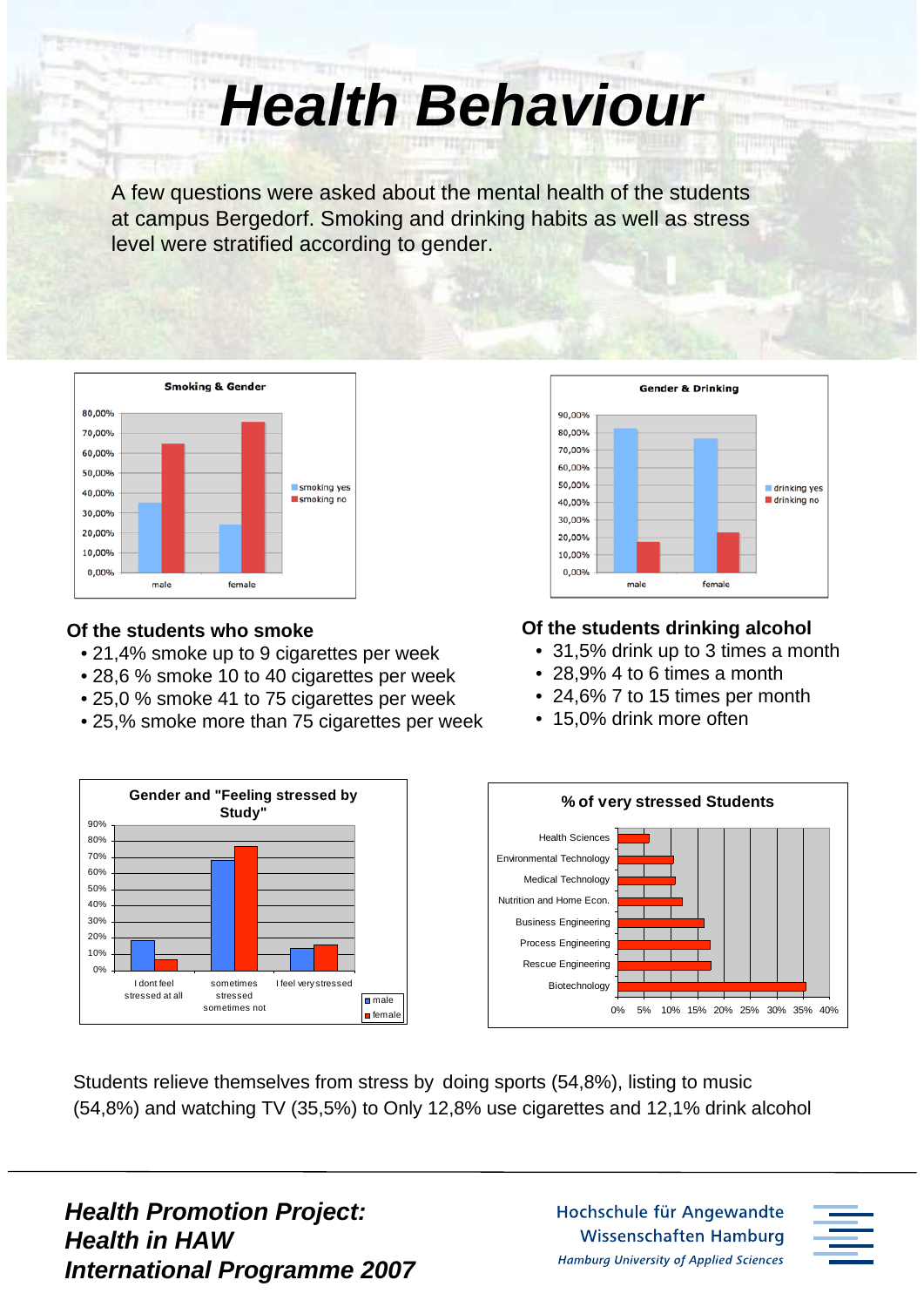# Health Behaviour

A few questions were asked about the mental health of the students at campus Bergedorf. Smoking and drinking habits as well as stress level were stratified according to gender.

**Smoking & Gender**

**Gender & Drinking**

### Of the students who smoke

- 21,4% smoke up to 9 cigarettes per week
- 28,6 % smoke 10 to 40 cigarettes per week
- 25,0 % smoke 41 to 75 cigarettes per week
- 25,% smoke more than 75 cigarettes per week

### Of the students drinking alcohol

- 31,5% drink up to 3 times a month
- 28,9% 4 to 6 times a month
- 24,6% 7 to 15 times per month
- 15,0% drink more often

**Gender and "Feeling stressed by Study"**

**% of very stressed Students**

Students relieve themselves from stress by doing sports (54,8%), listing to music (54,8%) and watching TV (35,5%) to Only 12,8% use cigarettes and 12,1% drink alcohol

***Health Promotion Project:***
***Health in HAW***
***International Programme 2007***

Hochschule für Angewandte Wissenschaften Hamburg
*Hamburg University of Applied Sciences*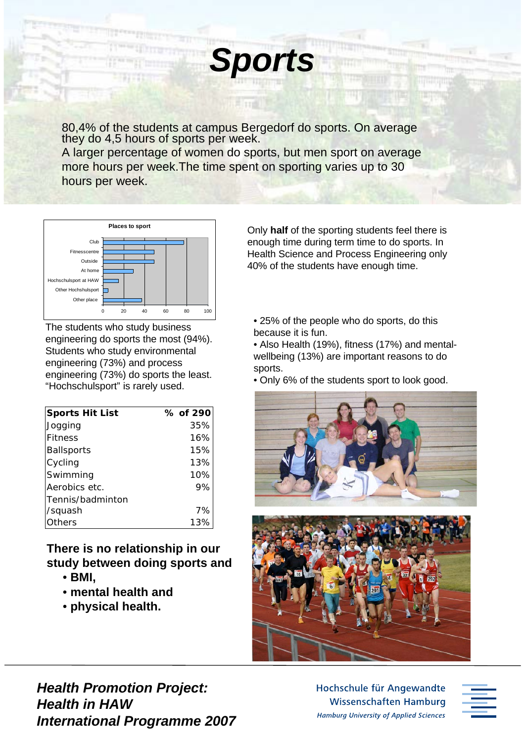# Sports

80,4% of the students at campus Bergedorf do sports. On average they do 4,5 hours of sports per week.
A larger percentage of women do sports, but men sport on average more hours per week.The time spent on sporting varies up to 30 hours per week.

**Places to sport**

| Place | Approx. value |
|---|---|
| Club | 77 |
| Fitnesscentre | 49 |
| Outside | 49 |
| At home | 29 |
| Hochschulsport at HAW | 15 |
| Other Hochschulsport | 5 |
| Other place | 37 |

The students who study business engineering do sports the most (94%). Students who study environmental engineering (73%) and process engineering (73%) do sports the least. “Hochschulsport” is rarely used.

| Sports Hit List | % of 290 |
|---|---|
| Jogging | 35% |
| Fitness | 16% |
| Ballsports | 15% |
| Cycling | 13% |
| Swimming | 10% |
| Aerobics etc. | 9% |
| Tennis/badminton /squash | 7% |
| Others | 13% |

**There is no relationship in our study between doing sports and**

- **BMI,**
- **mental health and**
- **physical health.**

Only **half** of the sporting students feel there is enough time during term time to do sports. In Health Science and Process Engineering only 40% of the students have enough time.

- 25% of the people who do sports, do this because it is fun.
- Also Health (19%), fitness (17%) and mental-wellbeing (13%) are important reasons to do sports.
- Only 6% of the students sport to look good.

***Health Promotion Project: Health in HAW International Programme 2007***

Hochschule für Angewandte Wissenschaften Hamburg
*Hamburg University of Applied Sciences*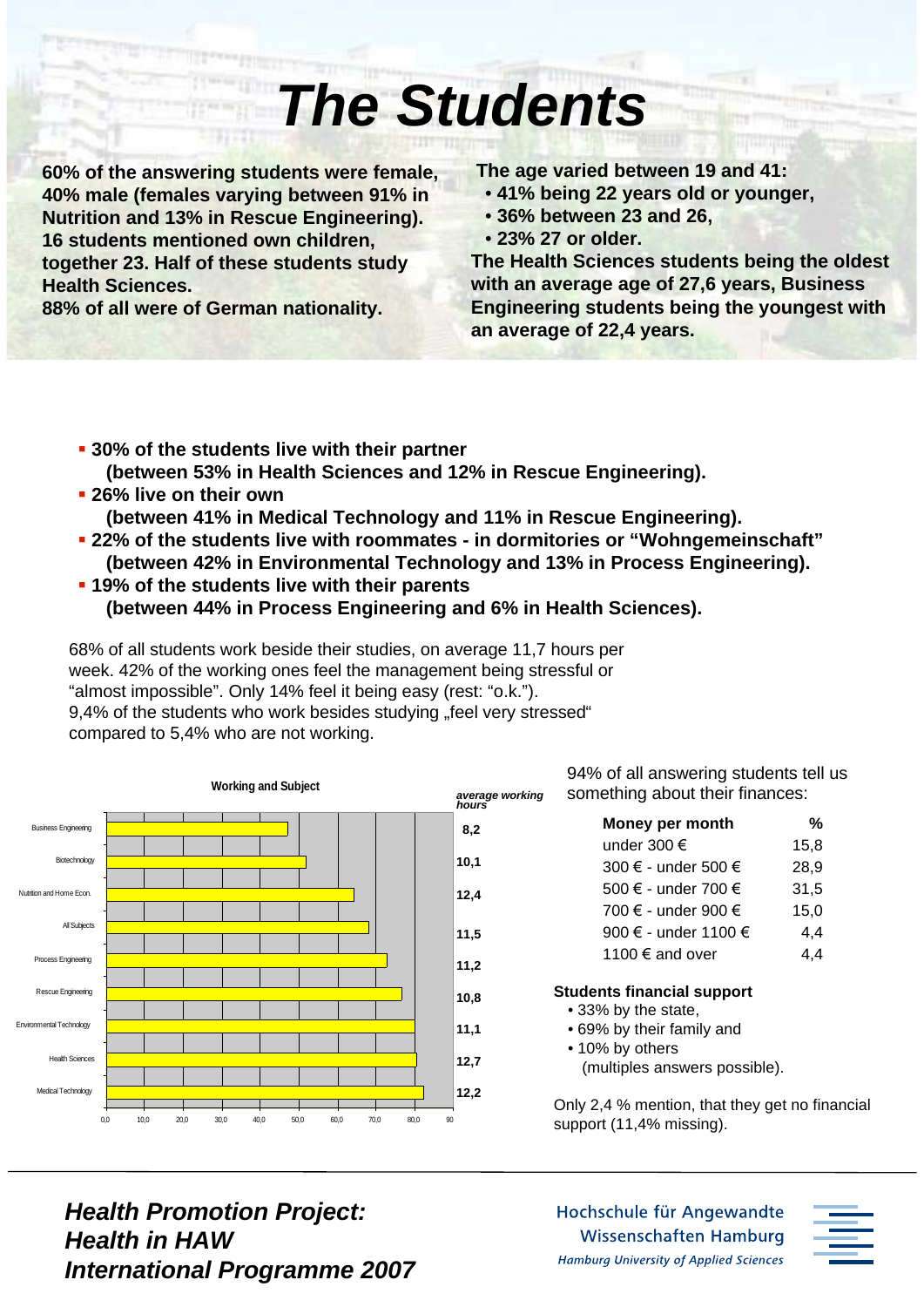# The Students

**60% of the answering students were female, 40% male (females varying between 91% in Nutrition and 13% in Rescue Engineering). 16 students mentioned own children, together 23. Half of these students study Health Sciences.**
**88% of all were of German nationality.**

**The age varied between 19 and 41:**
- **41% being 22 years old or younger,**
- **36% between 23 and 26,**
- **23% 27 or older.**

**The Health Sciences students being the oldest with an average age of 27,6 years, Business Engineering students being the youngest with an average of 22,4 years.**

- **30% of the students live with their partner (between 53% in Health Sciences and 12% in Rescue Engineering).**
- **26% live on their own (between 41% in Medical Technology and 11% in Rescue Engineering).**
- **22% of the students live with roommates - in dormitories or "Wohngemeinschaft" (between 42% in Environmental Technology and 13% in Process Engineering).**
- **19% of the students live with their parents (between 44% in Process Engineering and 6% in Health Sciences).**

68% of all students work beside their studies, on average 11,7 hours per week. 42% of the working ones feel the management being stressful or "almost impossible". Only 14% feel it being easy (rest: "o.k.").
9,4% of the students who work besides studying „feel very stressed" compared to 5,4% who are not working.

**Working and Subject**

*average working hours*

Business Engineering 8,2
Biotechnology 10,1
Nutrition and Home Econ. 12,4
All Subjects 11,5
Process Engineering 11,2
Rescue Engineering 10,8
Environmental Technology 11,1
Health Sciences 12,7
Medical Technology 12,2

0,0 10,0 20,0 30,0 40,0 50,0 60,0 70,0 80,0 90

94% of all answering students tell us something about their finances:

| **Money per month** | **%** |
|---|---|
| under 300 € | 15,8 |
| 300 € - under 500 € | 28,9 |
| 500 € - under 700 € | 31,5 |
| 700 € - under 900 € | 15,0 |
| 900 € - under 1100 € | 4,4 |
| 1100 € and over | 4,4 |

**Students financial support**
- 33% by the state,
- 69% by their family and
- 10% by others
  (multiples answers possible).

Only 2,4 % mention, that they get no financial support (11,4% missing).

***Health Promotion Project: Health in HAW International Programme 2007***

Hochschule für Angewandte Wissenschaften Hamburg
*Hamburg University of Applied Sciences*